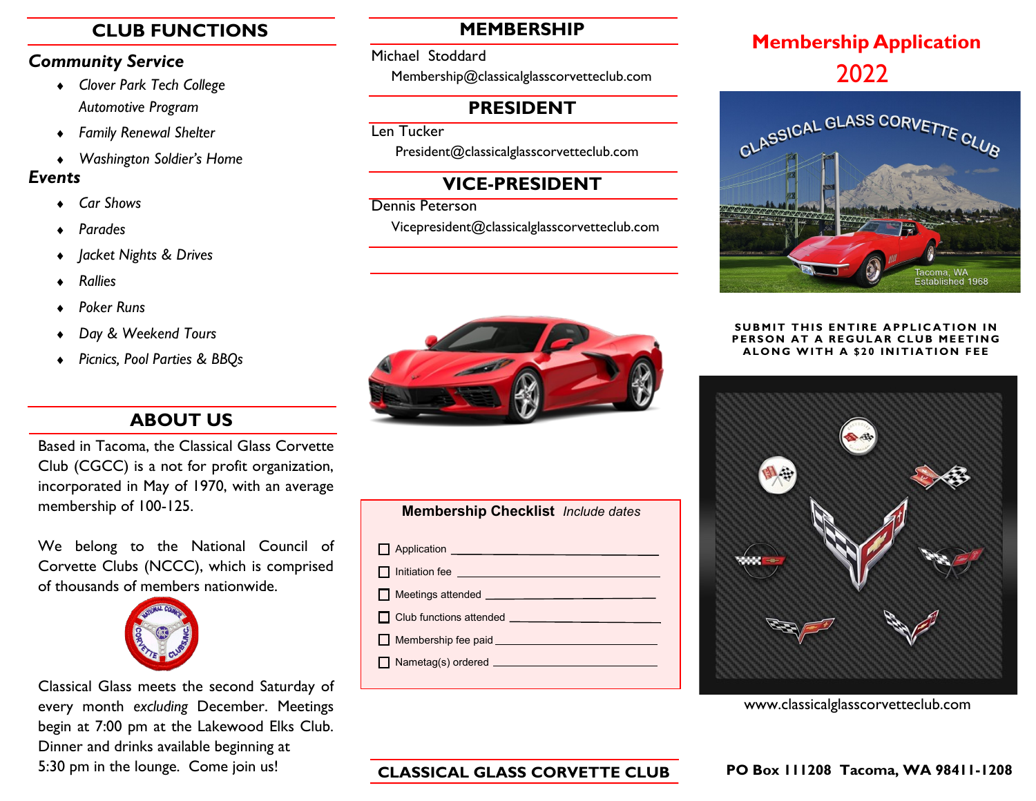## CLUB FUNCTIONS

### *Community Service*

- *Clover Park Tech College Automotive Program*
- *Family Renewal Shelter*
- *Washington Soldier's Home*

### *Events*

- *Car Shows*
- *Parades*
- *Jacket Nights & Drives*
- *Rallies*
- *Poker Runs*
- *Day & Weekend Tours*
- *Picnics, Pool Parties & BBQs*

## ABOUT US

Based in Tacoma, the Classical Glass Corvette Club (CGCC) is a not for profit organization, incorporated in May of 1970, with an average membership of 100-125.

We belong to the National Council of Corvette Clubs (NCCC), which is comprised of thousands of members nationwide.

Classical Glass meets the second Saturday of every month *excluding* December. Meetings begin at 7:00 pm at the Lakewood Elks Club. Dinner and drinks available beginning at 5:30 pm in the lounge. Come join us!

## MEMBERSHIP

Michael Stoddard
Membership@classicalglasscorvetteclub.com

## PRESIDENT

Len Tucker
President@classicalglasscorvetteclub.com

## VICE-PRESIDENT

Dennis Peterson
Vicepresident@classicalglasscorvetteclub.com

**Membership Checklist** *Include dates*

- ☐ Application ____________________
- ☐ Initiation fee ____________________
- ☐ Meetings attended ____________________
- ☐ Club functions attended ____________________
- ☐ Membership fee paid ____________________
- ☐ Nametag(s) ordered ____________________

## CLASSICAL GLASS CORVETTE CLUB

# Membership Application 2022

**SUBMIT THIS ENTIRE APPLICATION IN PERSON AT A REGULAR CLUB MEETING ALONG WITH A $20 INITIATION FEE**

www.classicalglasscorvetteclub.com

**PO Box 111208 Tacoma, WA 98411-1208**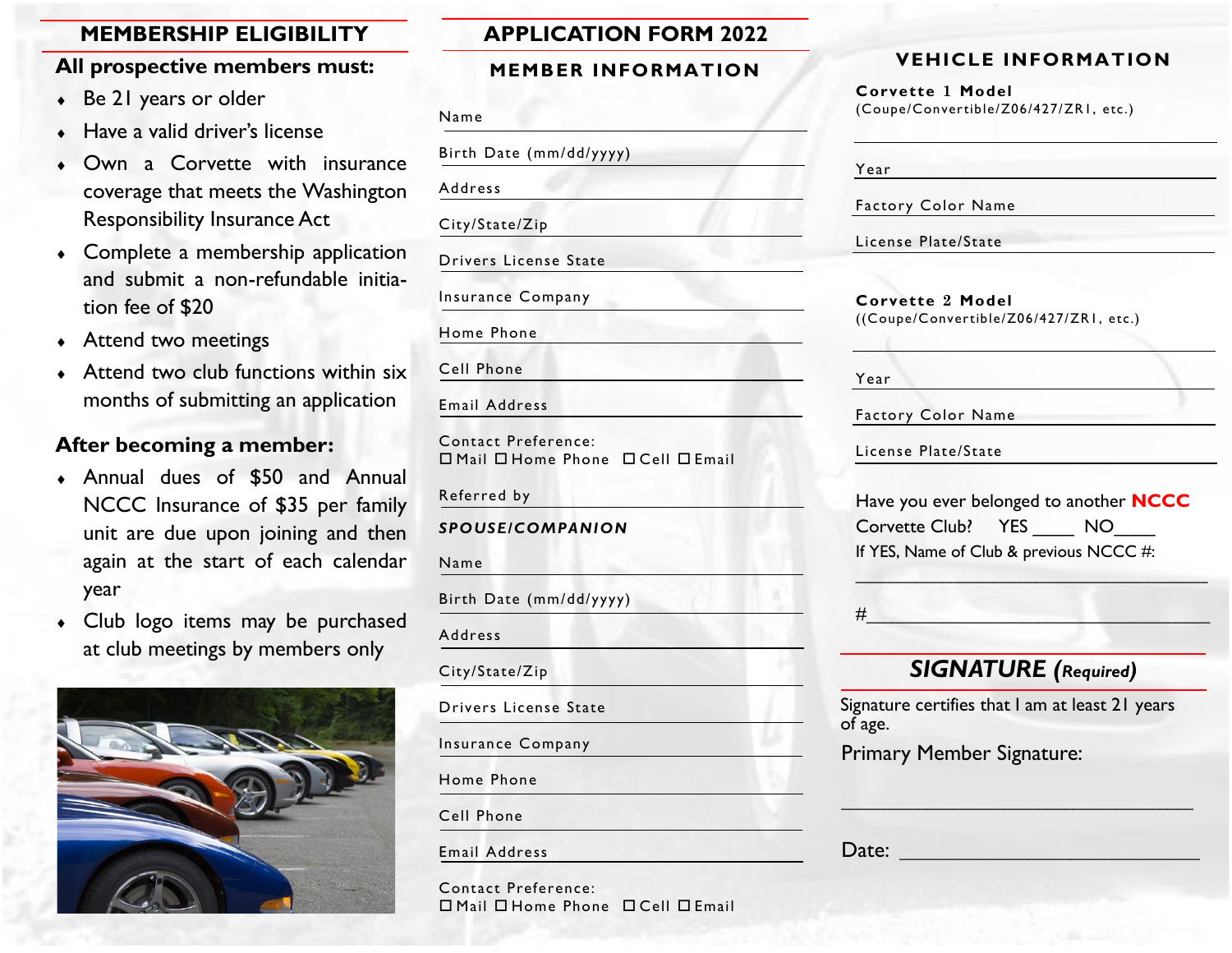## MEMBERSHIP ELIGIBILITY

**All prospective members must:**

- Be 21 years or older
- Have a valid driver's license
- Own a Corvette with insurance coverage that meets the Washington Responsibility Insurance Act
- Complete a membership application and submit a non-refundable initiation fee of $20
- Attend two meetings
- Attend two club functions within six months of submitting an application

**After becoming a member:**

- Annual dues of $50 and Annual NCCC Insurance of $35 per family unit are due upon joining and then again at the start of each calendar year
- Club logo items may be purchased at club meetings by members only

## APPLICATION FORM 2022

### MEMBER INFORMATION

Name

Birth Date (mm/dd/yyyy)

Address

City/State/Zip

Drivers License State

Insurance Company

Home Phone

Cell Phone

Email Address

Contact Preference:
☐ Mail ☐ Home Phone ☐ Cell ☐ Email

Referred by

***SPOUSE/COMPANION***

Name

Birth Date (mm/dd/yyyy)

Address

City/State/Zip

Drivers License State

Insurance Company

Home Phone

Cell Phone

Email Address

Contact Preference:
☐ Mail ☐ Home Phone ☐ Cell ☐ Email

### VEHICLE INFORMATION

**Corvette 1 Model**
(Coupe/Convertible/Z06/427/ZR1, etc.)

Year

Factory Color Name

License Plate/State

**Corvette 2 Model**
((Coupe/Convertible/Z06/427/ZR1, etc.)

Year

Factory Color Name

License Plate/State

Have you ever belonged to another **NCCC** Corvette Club? YES ____ NO____

If YES, Name of Club & previous NCCC #:

________________________________________

#________________________________________

### *SIGNATURE (Required)*

Signature certifies that I am at least 21 years of age.

Primary Member Signature:

________________________________________

Date: ______________________________